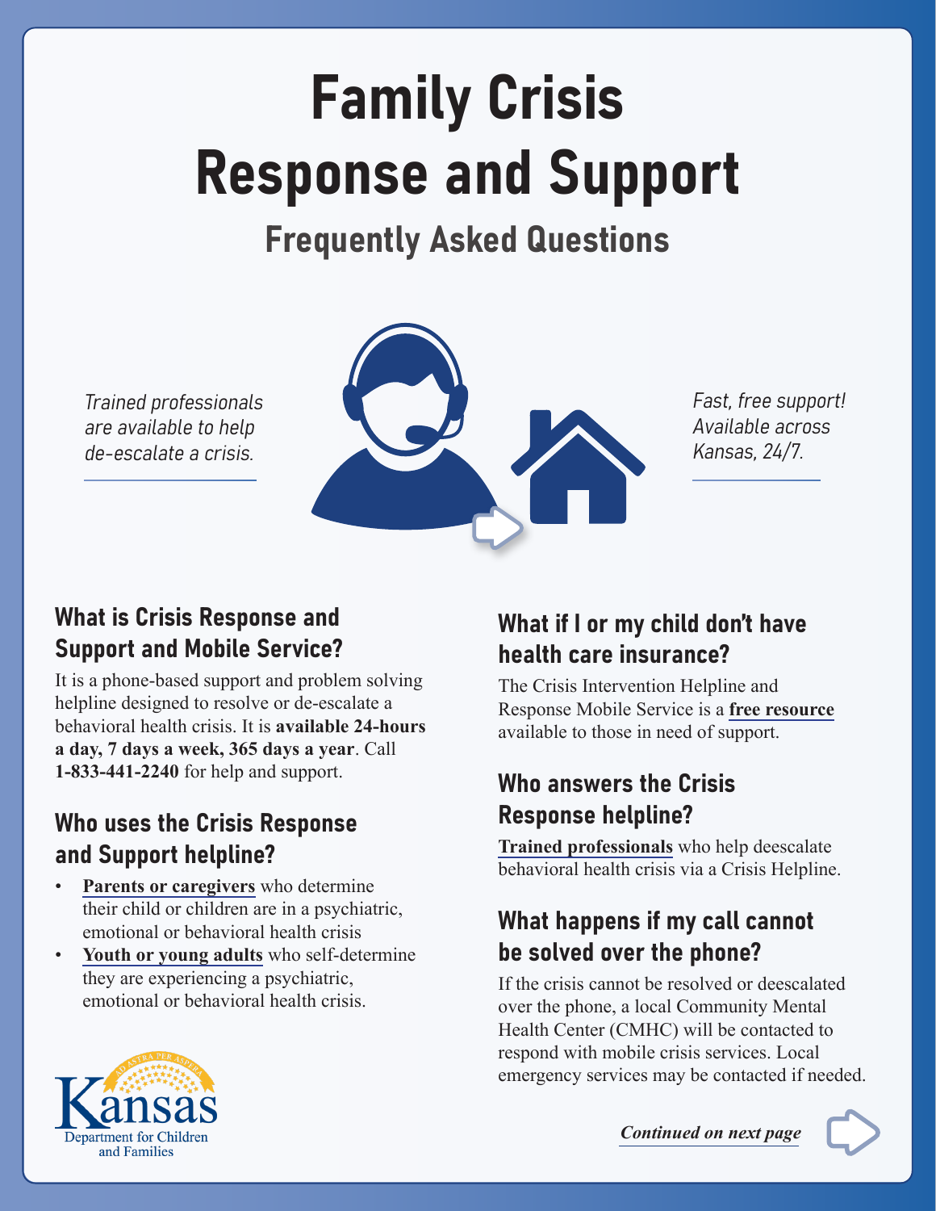# Family Crisis Response and Support

## Frequently Asked Questions

*Trained professionals are available to help de-escalate a crisis.*

*Fast, free support! Available across Kansas, 24/7.*

### What is Crisis Response and Support and Mobile Service?

It is a phone-based support and problem solving helpline designed to resolve or de-escalate a behavioral health crisis. It is **available 24-hours a day, 7 days a week, 365 days a year**. Call **1-833-441-2240** for help and support.

### Who uses the Crisis Response and Support helpline?

- **Parents or caregivers** who determine their child or children are in a psychiatric, emotional or behavioral health crisis
- **Youth or young adults** who self-determine they are experiencing a psychiatric, emotional or behavioral health crisis.

### What if I or my child don't have health care insurance?

The Crisis Intervention Helpline and Response Mobile Service is a **free resource** available to those in need of support.

### Who answers the Crisis Response helpline?

**Trained professionals** who help deescalate behavioral health crisis via a Crisis Helpline.

### What happens if my call cannot be solved over the phone?

If the crisis cannot be resolved or deescalated over the phone, a local Community Mental Health Center (CMHC) will be contacted to respond with mobile crisis services. Local emergency services may be contacted if needed.

Kansas Department for Children and Families

***Continued on next page***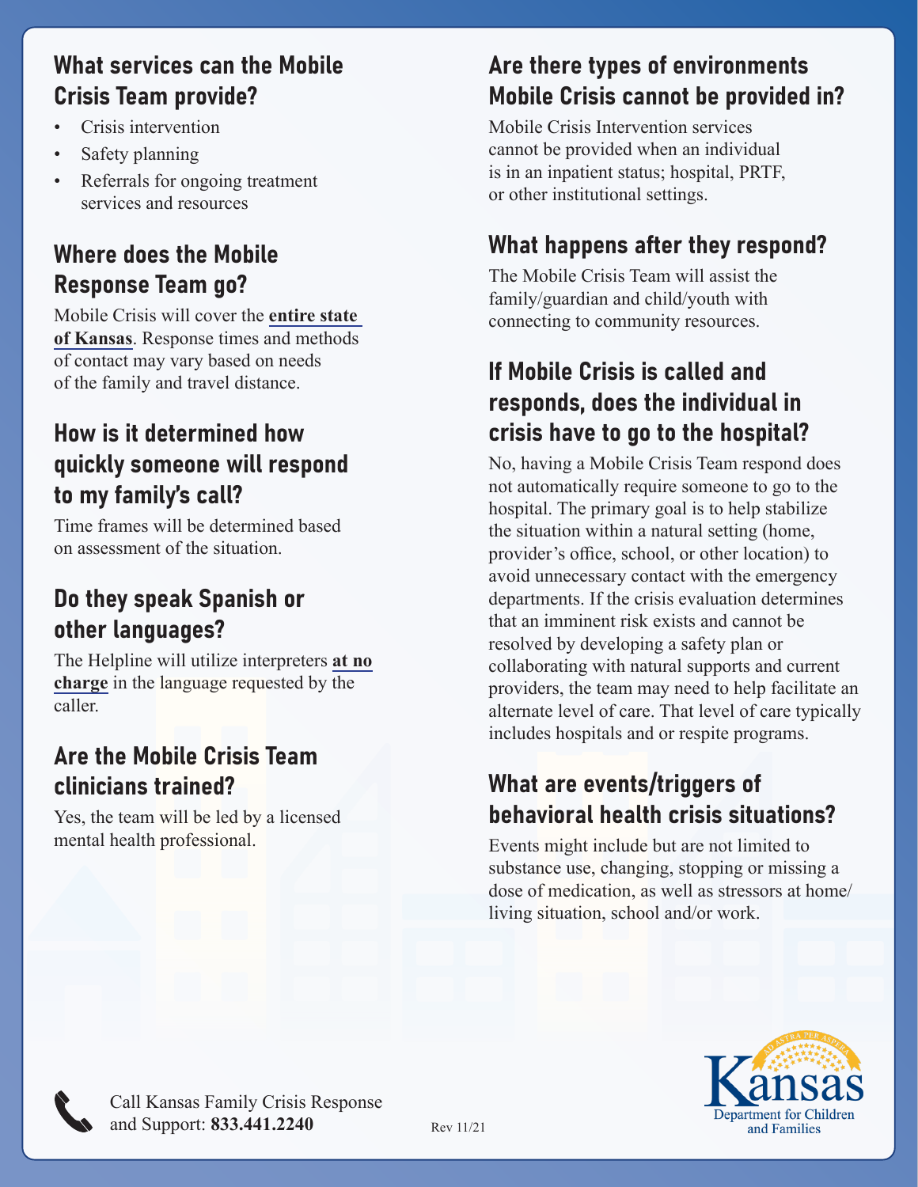## What services can the Mobile Crisis Team provide?

- Crisis intervention
- Safety planning
- Referrals for ongoing treatment services and resources

## Where does the Mobile Response Team go?

Mobile Crisis will cover the **entire state of Kansas**. Response times and methods of contact may vary based on needs of the family and travel distance.

## How is it determined how quickly someone will respond to my family's call?

Time frames will be determined based on assessment of the situation.

## Do they speak Spanish or other languages?

The Helpline will utilize interpreters **at no charge** in the language requested by the caller.

## Are the Mobile Crisis Team clinicians trained?

Yes, the team will be led by a licensed mental health professional.

## Are there types of environments Mobile Crisis cannot be provided in?

Mobile Crisis Intervention services cannot be provided when an individual is in an inpatient status; hospital, PRTF, or other institutional settings.

## What happens after they respond?

The Mobile Crisis Team will assist the family/guardian and child/youth with connecting to community resources.

## If Mobile Crisis is called and responds, does the individual in crisis have to go to the hospital?

No, having a Mobile Crisis Team respond does not automatically require someone to go to the hospital. The primary goal is to help stabilize the situation within a natural setting (home, provider's office, school, or other location) to avoid unnecessary contact with the emergency departments. If the crisis evaluation determines that an imminent risk exists and cannot be resolved by developing a safety plan or collaborating with natural supports and current providers, the team may need to help facilitate an alternate level of care. That level of care typically includes hospitals and or respite programs.

## What are events/triggers of behavioral health crisis situations?

Events might include but are not limited to substance use, changing, stopping or missing a dose of medication, as well as stressors at home/living situation, school and/or work.

Call Kansas Family Crisis Response and Support: **833.441.2240**

Rev 11/21

Kansas Department for Children and Families